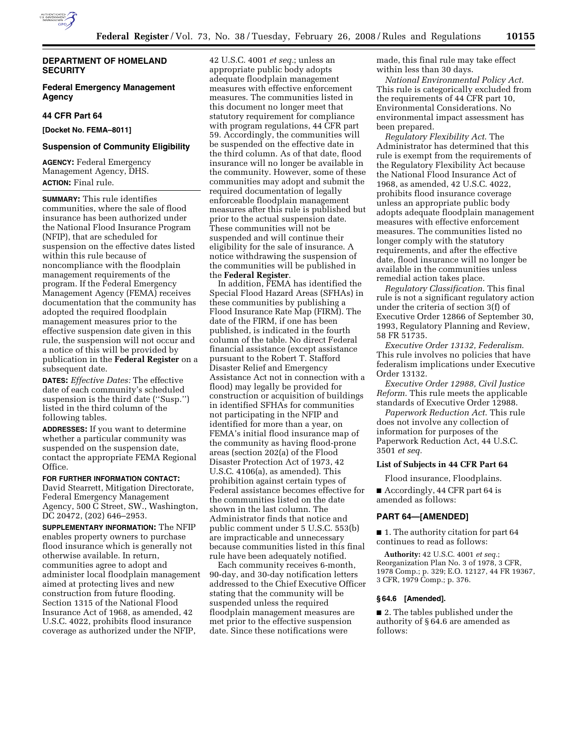**DEPARTMENT OF HOMELAND SECURITY**

**Federal Emergency Management Agency**

**44 CFR Part 64**

**[Docket No. FEMA–8011]**

## Suspension of Community Eligibility

**AGENCY:** Federal Emergency Management Agency, DHS.

**ACTION:** Final rule.

**SUMMARY:** This rule identifies communities, where the sale of flood insurance has been authorized under the National Flood Insurance Program (NFIP), that are scheduled for suspension on the effective dates listed within this rule because of noncompliance with the floodplain management requirements of the program. If the Federal Emergency Management Agency (FEMA) receives documentation that the community has adopted the required floodplain management measures prior to the effective suspension date given in this rule, the suspension will not occur and a notice of this will be provided by publication in the **Federal Register** on a subsequent date.

**DATES:** *Effective Dates:* The effective date of each community's scheduled suspension is the third date (''Susp.'') listed in the third column of the following tables.

**ADDRESSES:** If you want to determine whether a particular community was suspended on the suspension date, contact the appropriate FEMA Regional Office.

**FOR FURTHER INFORMATION CONTACT:** David Stearrett, Mitigation Directorate, Federal Emergency Management Agency, 500 C Street, SW., Washington, DC 20472, (202) 646–2953.

**SUPPLEMENTARY INFORMATION:** The NFIP enables property owners to purchase flood insurance which is generally not otherwise available. In return, communities agree to adopt and administer local floodplain management aimed at protecting lives and new construction from future flooding. Section 1315 of the National Flood Insurance Act of 1968, as amended, 42 U.S.C. 4022, prohibits flood insurance coverage as authorized under the NFIP, 42 U.S.C. 4001 *et seq.*; unless an appropriate public body adopts adequate floodplain management measures with effective enforcement measures. The communities listed in this document no longer meet that statutory requirement for compliance with program regulations, 44 CFR part 59. Accordingly, the communities will be suspended on the effective date in the third column. As of that date, flood insurance will no longer be available in the community. However, some of these communities may adopt and submit the required documentation of legally enforceable floodplain management measures after this rule is published but prior to the actual suspension date. These communities will not be suspended and will continue their eligibility for the sale of insurance. A notice withdrawing the suspension of the communities will be published in the **Federal Register**.

In addition, FEMA has identified the Special Flood Hazard Areas (SFHAs) in these communities by publishing a Flood Insurance Rate Map (FIRM). The date of the FIRM, if one has been published, is indicated in the fourth column of the table. No direct Federal financial assistance (except assistance pursuant to the Robert T. Stafford Disaster Relief and Emergency Assistance Act not in connection with a flood) may legally be provided for construction or acquisition of buildings in identified SFHAs for communities not participating in the NFIP and identified for more than a year, on FEMA's initial flood insurance map of the community as having flood-prone areas (section 202(a) of the Flood Disaster Protection Act of 1973, 42 U.S.C. 4106(a), as amended). This prohibition against certain types of Federal assistance becomes effective for the communities listed on the date shown in the last column. The Administrator finds that notice and public comment under 5 U.S.C. 553(b) are impracticable and unnecessary because communities listed in this final rule have been adequately notified.

Each community receives 6-month, 90-day, and 30-day notification letters addressed to the Chief Executive Officer stating that the community will be suspended unless the required floodplain management measures are met prior to the effective suspension date. Since these notifications were made, this final rule may take effect within less than 30 days.

*National Environmental Policy Act.* This rule is categorically excluded from the requirements of 44 CFR part 10, Environmental Considerations. No environmental impact assessment has been prepared.

*Regulatory Flexibility Act.* The Administrator has determined that this rule is exempt from the requirements of the Regulatory Flexibility Act because the National Flood Insurance Act of 1968, as amended, 42 U.S.C. 4022, prohibits flood insurance coverage unless an appropriate public body adopts adequate floodplain management measures with effective enforcement measures. The communities listed no longer comply with the statutory requirements, and after the effective date, flood insurance will no longer be available in the communities unless remedial action takes place.

*Regulatory Classification.* This final rule is not a significant regulatory action under the criteria of section 3(f) of Executive Order 12866 of September 30, 1993, Regulatory Planning and Review, 58 FR 51735.

*Executive Order 13132, Federalism.* This rule involves no policies that have federalism implications under Executive Order 13132.

*Executive Order 12988, Civil Justice Reform.* This rule meets the applicable standards of Executive Order 12988.

*Paperwork Reduction Act.* This rule does not involve any collection of information for purposes of the Paperwork Reduction Act, 44 U.S.C. 3501 *et seq.*

### List of Subjects in 44 CFR Part 64

Flood insurance, Floodplains.

■ Accordingly, 44 CFR part 64 is amended as follows:

## PART 64—[AMENDED]

■ 1. The authority citation for part 64 continues to read as follows:

**Authority:** 42 U.S.C. 4001 *et seq.*; Reorganization Plan No. 3 of 1978, 3 CFR, 1978 Comp.; p. 329; E.O. 12127, 44 FR 19367, 3 CFR, 1979 Comp.; p. 376.

### § 64.6 [Amended].

■ 2. The tables published under the authority of § 64.6 are amended as follows: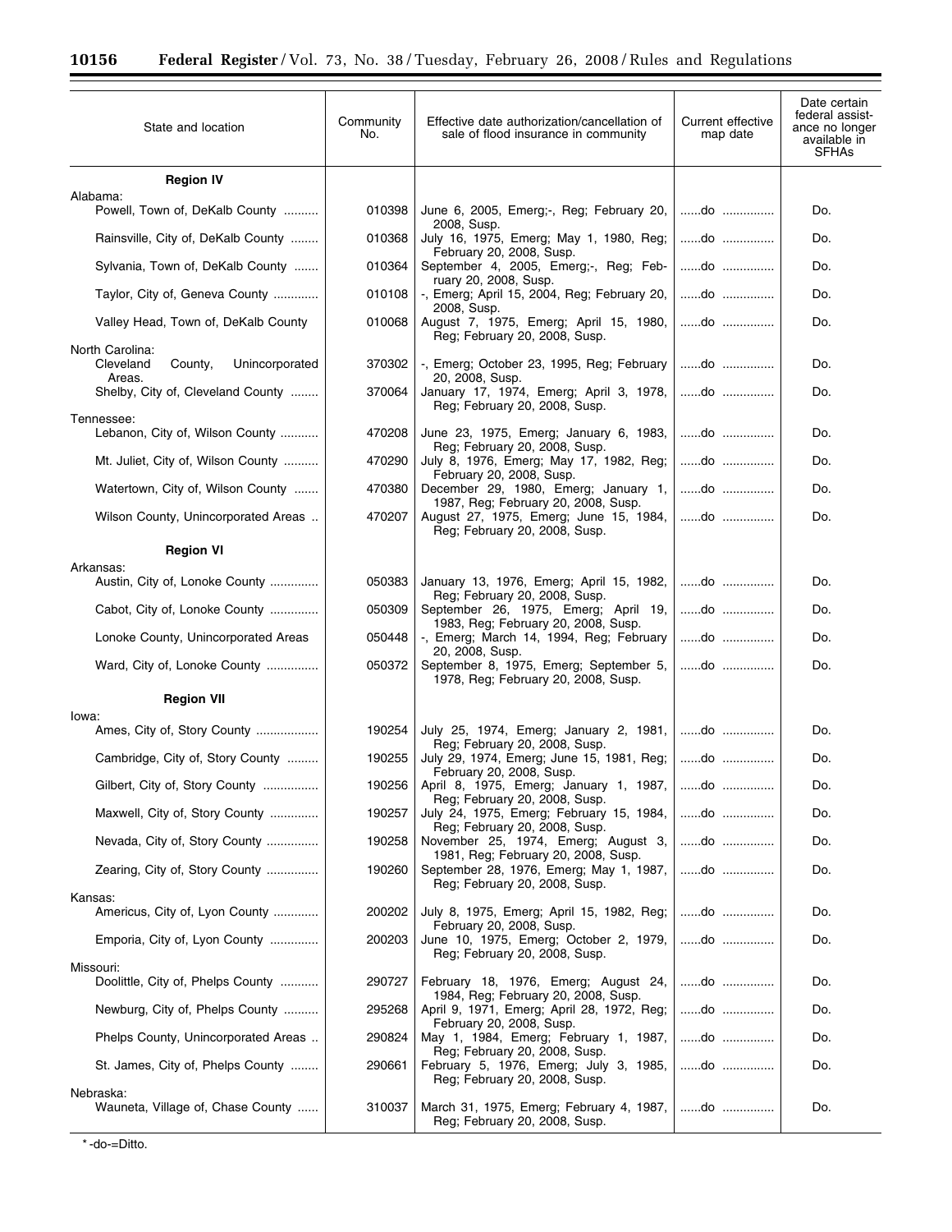| State and location | Community No. | Effective date authorization/cancellation of sale of flood insurance in community | Current effective map date | Date certain federal assistance no longer available in SFHAs |
|---|---|---|---|---|
| **Region IV** | | | | |
| Alabama: | | | | |
| Powell, Town of, DeKalb County | 010398 | June 6, 2005, Emerg;-, Reg; February 20, 2008, Susp. | ......do ............... | Do. |
| Rainsville, City of, DeKalb County | 010368 | July 16, 1975, Emerg; May 1, 1980, Reg; February 20, 2008, Susp. | ......do ............... | Do. |
| Sylvania, Town of, DeKalb County | 010364 | September 4, 2005, Emerg;-, Reg; February 20, 2008, Susp. | ......do ............... | Do. |
| Taylor, City of, Geneva County | 010108 | -, Emerg; April 15, 2004, Reg; February 20, 2008, Susp. | ......do ............... | Do. |
| Valley Head, Town of, DeKalb County | 010068 | August 7, 1975, Emerg; April 15, 1980, Reg; February 20, 2008, Susp. | ......do ............... | Do. |
| North Carolina: | | | | |
| Cleveland County, Unincorporated Areas. | 370302 | -, Emerg; October 23, 1995, Reg; February 20, 2008, Susp. | ......do ............... | Do. |
| Shelby, City of, Cleveland County | 370064 | January 17, 1974, Emerg; April 3, 1978, Reg; February 20, 2008, Susp. | ......do ............... | Do. |
| Tennessee: | | | | |
| Lebanon, City of, Wilson County | 470208 | June 23, 1975, Emerg; January 6, 1983, Reg; February 20, 2008, Susp. | ......do ............... | Do. |
| Mt. Juliet, City of, Wilson County | 470290 | July 8, 1976, Emerg; May 17, 1982, Reg; February 20, 2008, Susp. | ......do ............... | Do. |
| Watertown, City of, Wilson County | 470380 | December 29, 1980, Emerg; January 1, 1987, Reg; February 20, 2008, Susp. | ......do ............... | Do. |
| Wilson County, Unincorporated Areas | 470207 | August 27, 1975, Emerg; June 15, 1984, Reg; February 20, 2008, Susp. | ......do ............... | Do. |
| **Region VI** | | | | |
| Arkansas: | | | | |
| Austin, City of, Lonoke County | 050383 | January 13, 1976, Emerg; April 15, 1982, Reg; February 20, 2008, Susp. | ......do ............... | Do. |
| Cabot, City of, Lonoke County | 050309 | September 26, 1975, Emerg; April 19, 1983, Reg; February 20, 2008, Susp. | ......do ............... | Do. |
| Lonoke County, Unincorporated Areas | 050448 | -, Emerg; March 14, 1994, Reg; February 20, 2008, Susp. | ......do ............... | Do. |
| Ward, City of, Lonoke County | 050372 | September 8, 1975, Emerg; September 5, 1978, Reg; February 20, 2008, Susp. | ......do ............... | Do. |
| **Region VII** | | | | |
| Iowa: | | | | |
| Ames, City of, Story County | 190254 | July 25, 1974, Emerg; January 2, 1981, Reg; February 20, 2008, Susp. | ......do ............... | Do. |
| Cambridge, City of, Story County | 190255 | July 29, 1974, Emerg; June 15, 1981, Reg; February 20, 2008, Susp. | ......do ............... | Do. |
| Gilbert, City of, Story County | 190256 | April 8, 1975, Emerg; January 1, 1987, Reg; February 20, 2008, Susp. | ......do ............... | Do. |
| Maxwell, City of, Story County | 190257 | July 24, 1975, Emerg; February 15, 1984, Reg; February 20, 2008, Susp. | ......do ............... | Do. |
| Nevada, City of, Story County | 190258 | November 25, 1974, Emerg; August 3, 1981, Reg; February 20, 2008, Susp. | ......do ............... | Do. |
| Zearing, City of, Story County | 190260 | September 28, 1976, Emerg; May 1, 1987, Reg; February 20, 2008, Susp. | ......do ............... | Do. |
| Kansas: | | | | |
| Americus, City of, Lyon County | 200202 | July 8, 1975, Emerg; April 15, 1982, Reg; February 20, 2008, Susp. | ......do ............... | Do. |
| Emporia, City of, Lyon County | 200203 | June 10, 1975, Emerg; October 2, 1979, Reg; February 20, 2008, Susp. | ......do ............... | Do. |
| Missouri: | | | | |
| Doolittle, City of, Phelps County | 290727 | February 18, 1976, Emerg; August 24, 1984, Reg; February 20, 2008, Susp. | ......do ............... | Do. |
| Newburg, City of, Phelps County | 295268 | April 9, 1971, Emerg; April 28, 1972, Reg; February 20, 2008, Susp. | ......do ............... | Do. |
| Phelps County, Unincorporated Areas | 290824 | May 1, 1984, Emerg; February 1, 1987, Reg; February 20, 2008, Susp. | ......do ............... | Do. |
| St. James, City of, Phelps County | 290661 | February 5, 1976, Emerg; July 3, 1985, Reg; February 20, 2008, Susp. | ......do ............... | Do. |
| Nebraska: | | | | |
| Wauneta, Village of, Chase County | 310037 | March 31, 1975, Emerg; February 4, 1987, Reg; February 20, 2008, Susp. | ......do ............... | Do. |

* -do-=Ditto.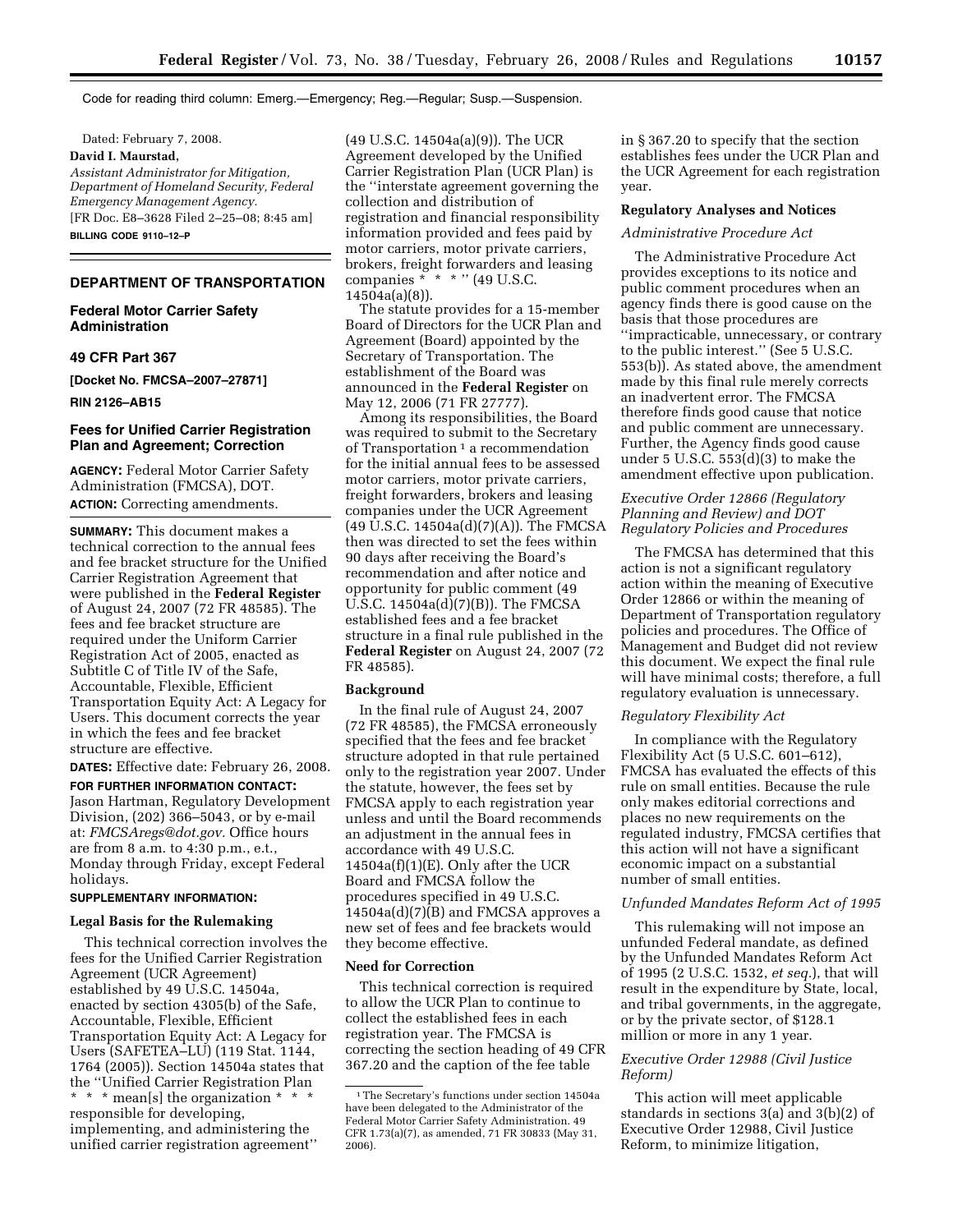Code for reading third column: Emerg.—Emergency; Reg.—Regular; Susp.—Suspension.

Dated: February 7, 2008.

**David I. Maurstad,**

*Assistant Administrator for Mitigation, Department of Homeland Security, Federal Emergency Management Agency.*

[FR Doc. E8–3628 Filed 2–25–08; 8:45 am]

**BILLING CODE 9110–12–P**

---

## DEPARTMENT OF TRANSPORTATION

### Federal Motor Carrier Safety Administration

### 49 CFR Part 367

**[Docket No. FMCSA–2007–27871]**

**RIN 2126–AB15**

### Fees for Unified Carrier Registration Plan and Agreement; Correction

**AGENCY:** Federal Motor Carrier Safety Administration (FMCSA), DOT.

**ACTION:** Correcting amendments.

**SUMMARY:** This document makes a technical correction to the annual fees and fee bracket structure for the Unified Carrier Registration Agreement that were published in the **Federal Register** of August 24, 2007 (72 FR 48585). The fees and fee bracket structure are required under the Uniform Carrier Registration Act of 2005, enacted as Subtitle C of Title IV of the Safe, Accountable, Flexible, Efficient Transportation Equity Act: A Legacy for Users. This document corrects the year in which the fees and fee bracket structure are effective.

**DATES:** Effective date: February 26, 2008.

**FOR FURTHER INFORMATION CONTACT:** Jason Hartman, Regulatory Development Division, (202) 366–5043, or by e-mail at: *FMCSAregs@dot.gov.* Office hours are from 8 a.m. to 4:30 p.m., e.t., Monday through Friday, except Federal holidays.

**SUPPLEMENTARY INFORMATION:**

**Legal Basis for the Rulemaking**

This technical correction involves the fees for the Unified Carrier Registration Agreement (UCR Agreement) established by 49 U.S.C. 14504a, enacted by section 4305(b) of the Safe, Accountable, Flexible, Efficient Transportation Equity Act: A Legacy for Users (SAFETEA–LU) (119 Stat. 1144, 1764 (2005)). Section 14504a states that the "Unified Carrier Registration Plan * * * mean[s] the organization * * * responsible for developing, implementing, and administering the unified carrier registration agreement" (49 U.S.C. 14504a(a)(9)). The UCR Agreement developed by the Unified Carrier Registration Plan (UCR Plan) is the "interstate agreement governing the collection and distribution of registration and financial responsibility information provided and fees paid by motor carriers, motor private carriers, brokers, freight forwarders and leasing companies * * * " (49 U.S.C. 14504a(a)(8)).

The statute provides for a 15-member Board of Directors for the UCR Plan and Agreement (Board) appointed by the Secretary of Transportation. The establishment of the Board was announced in the **Federal Register** on May 12, 2006 (71 FR 27777).

Among its responsibilities, the Board was required to submit to the Secretary of Transportation [1] a recommendation for the initial annual fees to be assessed motor carriers, motor private carriers, freight forwarders, brokers and leasing companies under the UCR Agreement (49 U.S.C. 14504a(d)(7)(A)). The FMCSA then was directed to set the fees within 90 days after receiving the Board's recommendation and after notice and opportunity for public comment (49 U.S.C. 14504a(d)(7)(B)). The FMCSA established fees and a fee bracket structure in a final rule published in the **Federal Register** on August 24, 2007 (72 FR 48585).

**Background**

In the final rule of August 24, 2007 (72 FR 48585), the FMCSA erroneously specified that the fees and fee bracket structure adopted in that rule pertained only to the registration year 2007. Under the statute, however, the fees set by FMCSA apply to each registration year unless and until the Board recommends an adjustment in the annual fees in accordance with 49 U.S.C. 14504a(f)(1)(E). Only after the UCR Board and FMCSA follow the procedures specified in 49 U.S.C. 14504a(d)(7)(B) and FMCSA approves a new set of fees and fee brackets would they become effective.

**Need for Correction**

This technical correction is required to allow the UCR Plan to continue to collect the established fees in each registration year. The FMCSA is correcting the section heading of 49 CFR 367.20 and the caption of the fee table in § 367.20 to specify that the section establishes fees under the UCR Plan and the UCR Agreement for each registration year.

[1] The Secretary's functions under section 14504a have been delegated to the Administrator of the Federal Motor Carrier Safety Administration. 49 CFR 1.73(a)(7), as amended, 71 FR 30833 (May 31, 2006).

**Regulatory Analyses and Notices**

*Administrative Procedure Act*

The Administrative Procedure Act provides exceptions to its notice and public comment procedures when an agency finds there is good cause on the basis that those procedures are "impracticable, unnecessary, or contrary to the public interest." (See 5 U.S.C. 553(b)). As stated above, the amendment made by this final rule merely corrects an inadvertent error. The FMCSA therefore finds good cause that notice and public comment are unnecessary. Further, the Agency finds good cause under 5 U.S.C. 553(d)(3) to make the amendment effective upon publication.

*Executive Order 12866 (Regulatory Planning and Review) and DOT Regulatory Policies and Procedures*

The FMCSA has determined that this action is not a significant regulatory action within the meaning of Executive Order 12866 or within the meaning of Department of Transportation regulatory policies and procedures. The Office of Management and Budget did not review this document. We expect the final rule will have minimal costs; therefore, a full regulatory evaluation is unnecessary.

*Regulatory Flexibility Act*

In compliance with the Regulatory Flexibility Act (5 U.S.C. 601–612), FMCSA has evaluated the effects of this rule on small entities. Because the rule only makes editorial corrections and places no new requirements on the regulated industry, FMCSA certifies that this action will not have a significant economic impact on a substantial number of small entities.

*Unfunded Mandates Reform Act of 1995*

This rulemaking will not impose an unfunded Federal mandate, as defined by the Unfunded Mandates Reform Act of 1995 (2 U.S.C. 1532, *et seq.*), that will result in the expenditure by State, local, and tribal governments, in the aggregate, or by the private sector, of $128.1 million or more in any 1 year.

*Executive Order 12988 (Civil Justice Reform)*

This action will meet applicable standards in sections 3(a) and 3(b)(2) of Executive Order 12988, Civil Justice Reform, to minimize litigation,